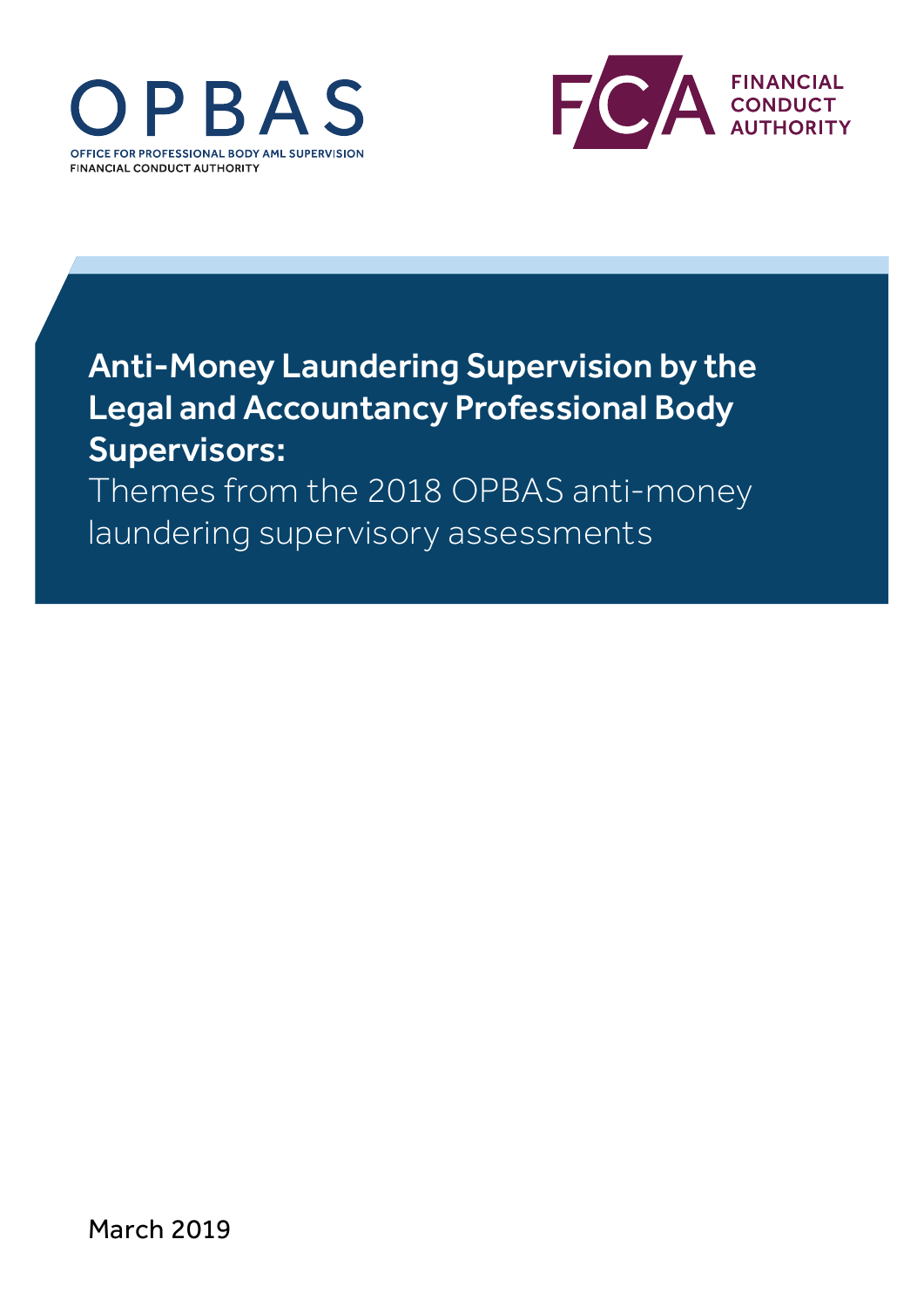OPBAS

OFFICE FOR PROFESSIONAL BODY AML SUPERVISION
FINANCIAL CONDUCT AUTHORITY

FCA FINANCIAL CONDUCT AUTHORITY

# Anti-Money Laundering Supervision by the Legal and Accountancy Professional Body Supervisors:

Themes from the 2018 OPBAS anti-money laundering supervisory assessments

March 2019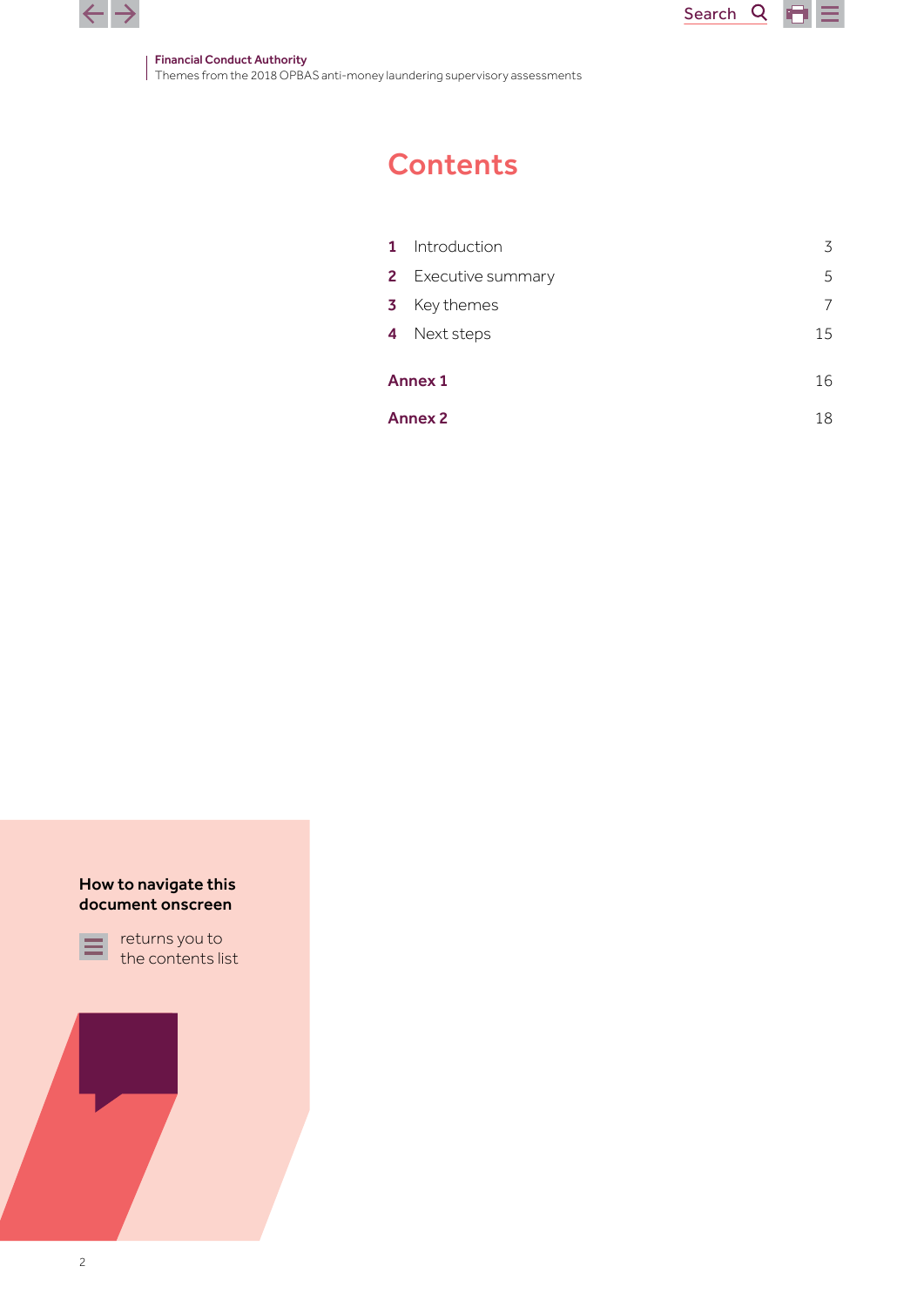# Contents

| | | |
|---|---|---|
| **1** | Introduction | 3 |
| **2** | Executive summary | 5 |
| **3** | Key themes | 7 |
| **4** | Next steps | 15 |
| **Annex 1** | | 16 |
| **Annex 2** | | 18 |

**How to navigate this document onscreen**

returns you to the contents list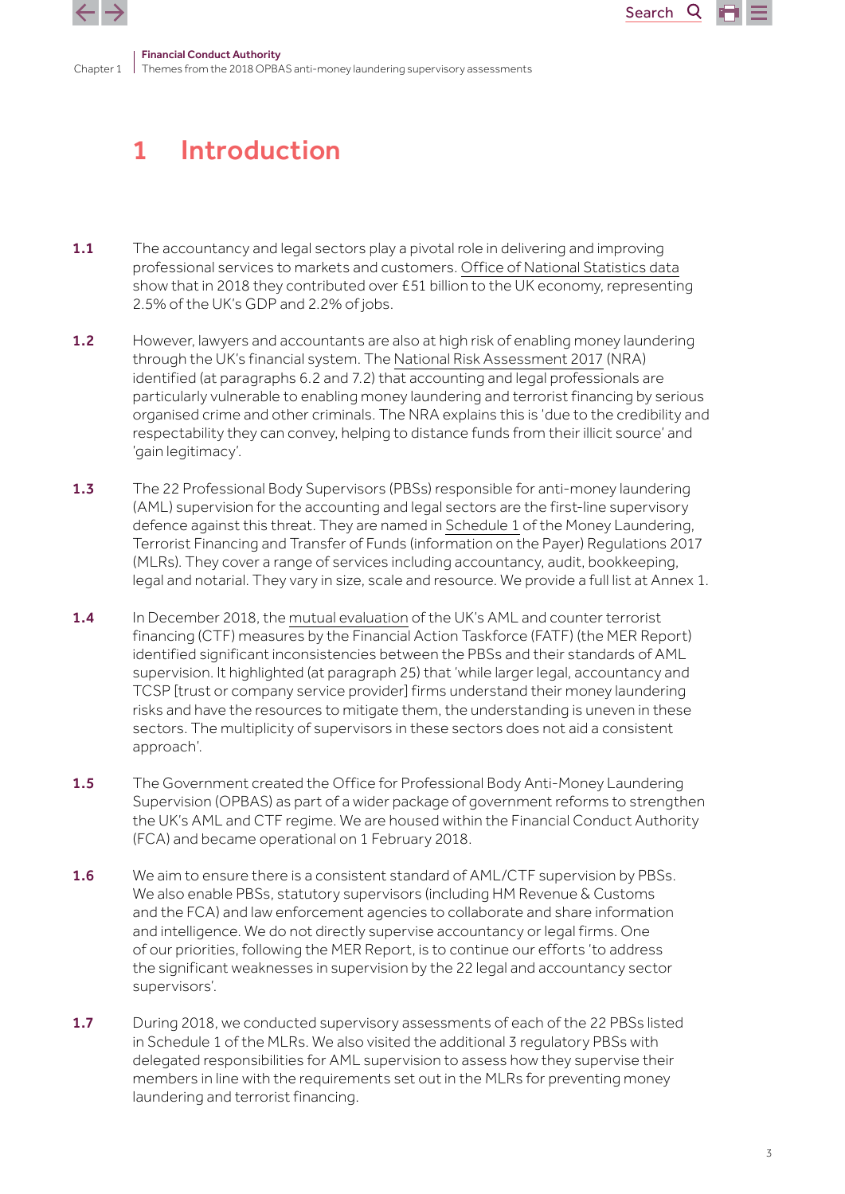# 1 Introduction

**1.1** The accountancy and legal sectors play a pivotal role in delivering and improving professional services to markets and customers. Office of National Statistics data show that in 2018 they contributed over £51 billion to the UK economy, representing 2.5% of the UK's GDP and 2.2% of jobs.

**1.2** However, lawyers and accountants are also at high risk of enabling money laundering through the UK's financial system. The National Risk Assessment 2017 (NRA) identified (at paragraphs 6.2 and 7.2) that accounting and legal professionals are particularly vulnerable to enabling money laundering and terrorist financing by serious organised crime and other criminals. The NRA explains this is 'due to the credibility and respectability they can convey, helping to distance funds from their illicit source' and 'gain legitimacy'.

**1.3** The 22 Professional Body Supervisors (PBSs) responsible for anti-money laundering (AML) supervision for the accounting and legal sectors are the first-line supervisory defence against this threat. They are named in Schedule 1 of the Money Laundering, Terrorist Financing and Transfer of Funds (information on the Payer) Regulations 2017 (MLRs). They cover a range of services including accountancy, audit, bookkeeping, legal and notarial. They vary in size, scale and resource. We provide a full list at Annex 1.

**1.4** In December 2018, the mutual evaluation of the UK's AML and counter terrorist financing (CTF) measures by the Financial Action Taskforce (FATF) (the MER Report) identified significant inconsistencies between the PBSs and their standards of AML supervision. It highlighted (at paragraph 25) that 'while larger legal, accountancy and TCSP [trust or company service provider] firms understand their money laundering risks and have the resources to mitigate them, the understanding is uneven in these sectors. The multiplicity of supervisors in these sectors does not aid a consistent approach'.

**1.5** The Government created the Office for Professional Body Anti-Money Laundering Supervision (OPBAS) as part of a wider package of government reforms to strengthen the UK's AML and CTF regime. We are housed within the Financial Conduct Authority (FCA) and became operational on 1 February 2018.

**1.6** We aim to ensure there is a consistent standard of AML/CTF supervision by PBSs. We also enable PBSs, statutory supervisors (including HM Revenue & Customs and the FCA) and law enforcement agencies to collaborate and share information and intelligence. We do not directly supervise accountancy or legal firms. One of our priorities, following the MER Report, is to continue our efforts 'to address the significant weaknesses in supervision by the 22 legal and accountancy sector supervisors'.

**1.7** During 2018, we conducted supervisory assessments of each of the 22 PBSs listed in Schedule 1 of the MLRs. We also visited the additional 3 regulatory PBSs with delegated responsibilities for AML supervision to assess how they supervise their members in line with the requirements set out in the MLRs for preventing money laundering and terrorist financing.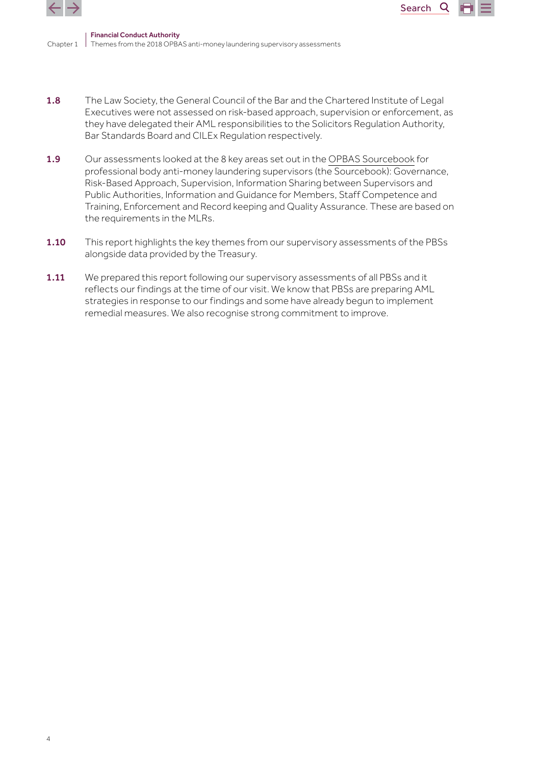**1.8** The Law Society, the General Council of the Bar and the Chartered Institute of Legal Executives were not assessed on risk-based approach, supervision or enforcement, as they have delegated their AML responsibilities to the Solicitors Regulation Authority, Bar Standards Board and CILEx Regulation respectively.

**1.9** Our assessments looked at the 8 key areas set out in the OPBAS Sourcebook for professional body anti-money laundering supervisors (the Sourcebook): Governance, Risk-Based Approach, Supervision, Information Sharing between Supervisors and Public Authorities, Information and Guidance for Members, Staff Competence and Training, Enforcement and Record keeping and Quality Assurance. These are based on the requirements in the MLRs.

**1.10** This report highlights the key themes from our supervisory assessments of the PBSs alongside data provided by the Treasury.

**1.11** We prepared this report following our supervisory assessments of all PBSs and it reflects our findings at the time of our visit. We know that PBSs are preparing AML strategies in response to our findings and some have already begun to implement remedial measures. We also recognise strong commitment to improve.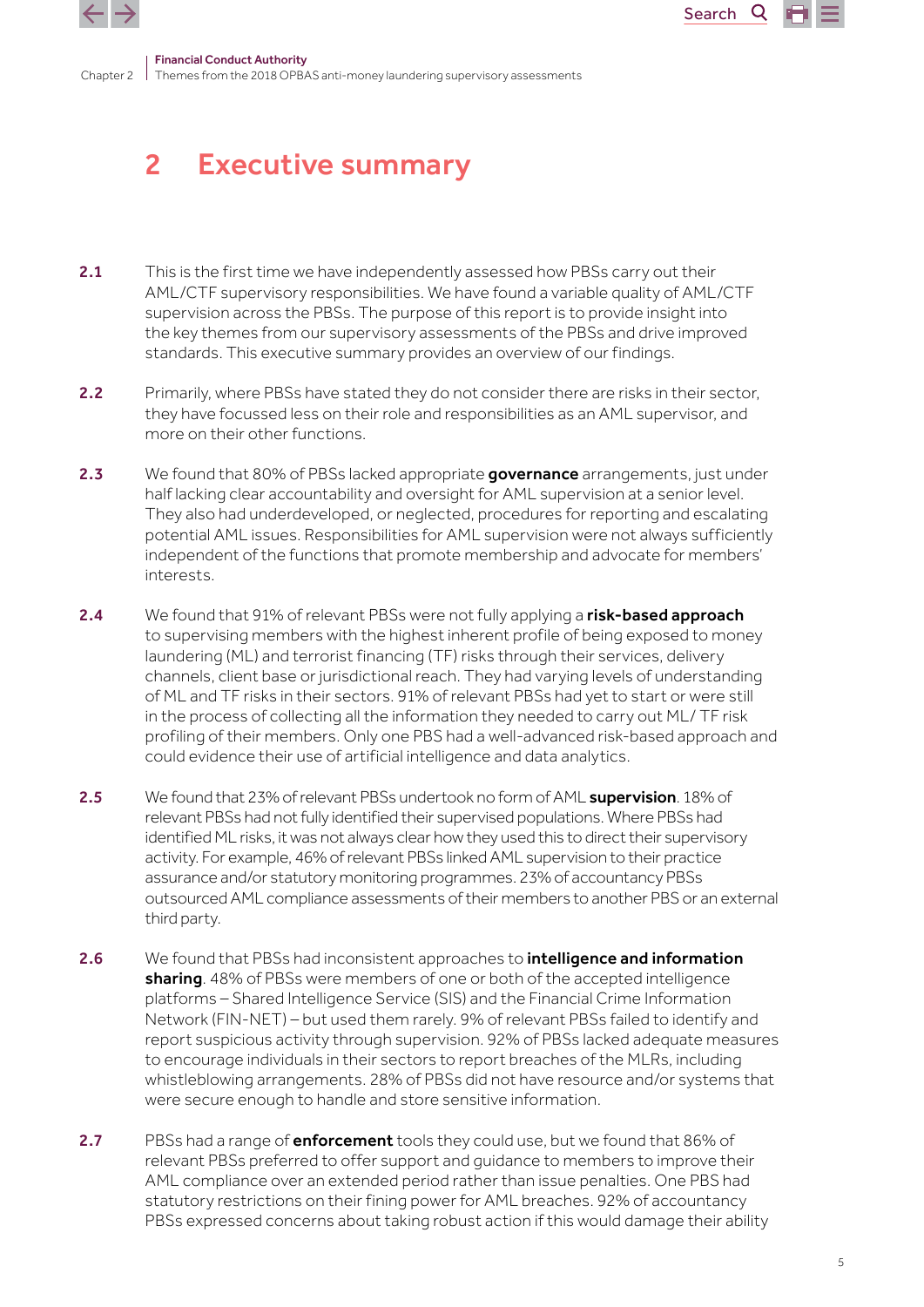# 2 Executive summary

**2.1** This is the first time we have independently assessed how PBSs carry out their AML/CTF supervisory responsibilities. We have found a variable quality of AML/CTF supervision across the PBSs. The purpose of this report is to provide insight into the key themes from our supervisory assessments of the PBSs and drive improved standards. This executive summary provides an overview of our findings.

**2.2** Primarily, where PBSs have stated they do not consider there are risks in their sector, they have focussed less on their role and responsibilities as an AML supervisor, and more on their other functions.

**2.3** We found that 80% of PBSs lacked appropriate **governance** arrangements, just under half lacking clear accountability and oversight for AML supervision at a senior level. They also had underdeveloped, or neglected, procedures for reporting and escalating potential AML issues. Responsibilities for AML supervision were not always sufficiently independent of the functions that promote membership and advocate for members' interests.

**2.4** We found that 91% of relevant PBSs were not fully applying a **risk-based approach** to supervising members with the highest inherent profile of being exposed to money laundering (ML) and terrorist financing (TF) risks through their services, delivery channels, client base or jurisdictional reach. They had varying levels of understanding of ML and TF risks in their sectors. 91% of relevant PBSs had yet to start or were still in the process of collecting all the information they needed to carry out ML/ TF risk profiling of their members. Only one PBS had a well-advanced risk-based approach and could evidence their use of artificial intelligence and data analytics.

**2.5** We found that 23% of relevant PBSs undertook no form of AML **supervision**. 18% of relevant PBSs had not fully identified their supervised populations. Where PBSs had identified ML risks, it was not always clear how they used this to direct their supervisory activity. For example, 46% of relevant PBSs linked AML supervision to their practice assurance and/or statutory monitoring programmes. 23% of accountancy PBSs outsourced AML compliance assessments of their members to another PBS or an external third party.

**2.6** We found that PBSs had inconsistent approaches to **intelligence and information sharing**. 48% of PBSs were members of one or both of the accepted intelligence platforms – Shared Intelligence Service (SIS) and the Financial Crime Information Network (FIN-NET) – but used them rarely. 9% of relevant PBSs failed to identify and report suspicious activity through supervision. 92% of PBSs lacked adequate measures to encourage individuals in their sectors to report breaches of the MLRs, including whistleblowing arrangements. 28% of PBSs did not have resource and/or systems that were secure enough to handle and store sensitive information.

**2.7** PBSs had a range of **enforcement** tools they could use, but we found that 86% of relevant PBSs preferred to offer support and guidance to members to improve their AML compliance over an extended period rather than issue penalties. One PBS had statutory restrictions on their fining power for AML breaches. 92% of accountancy PBSs expressed concerns about taking robust action if this would damage their ability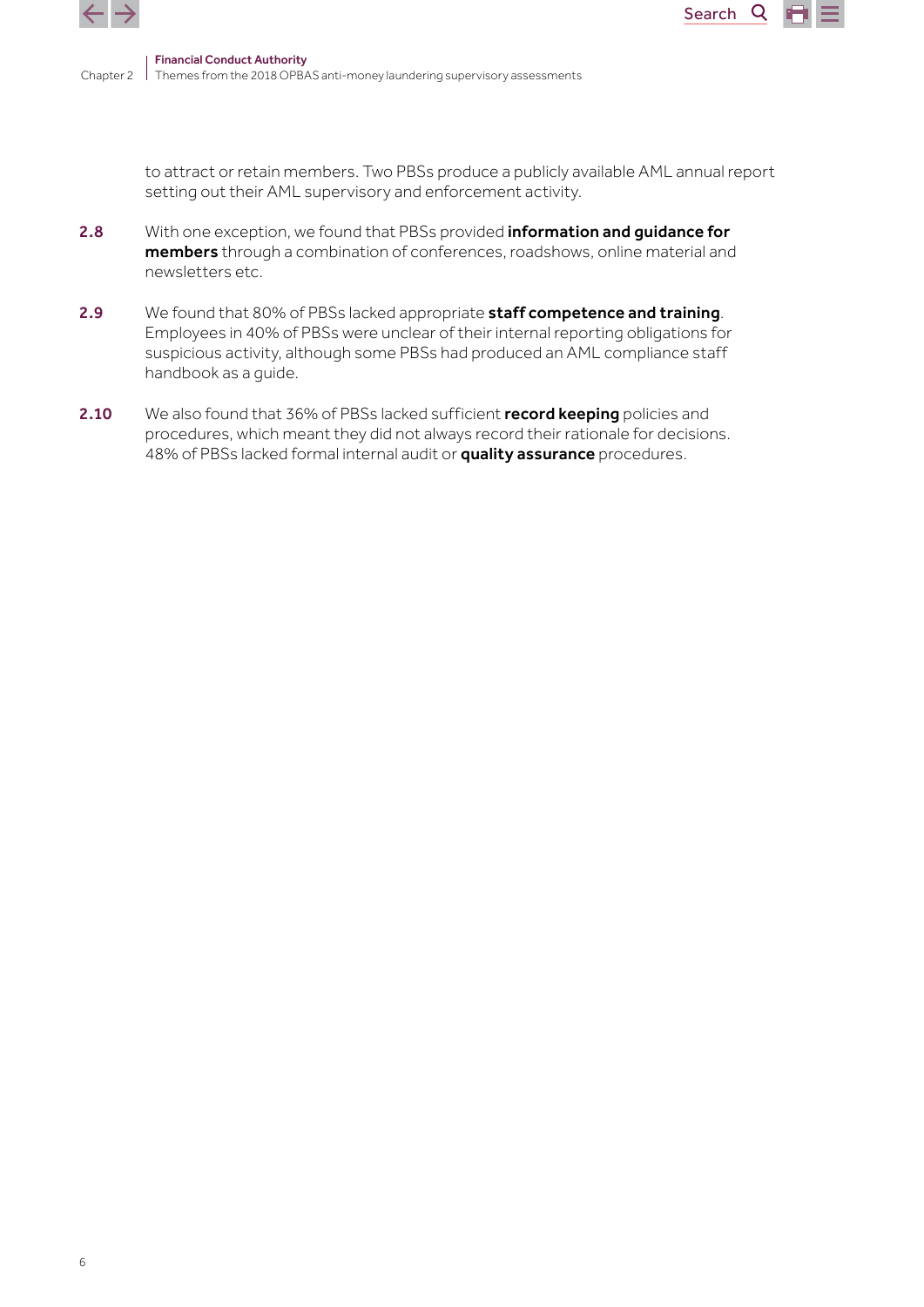to attract or retain members. Two PBSs produce a publicly available AML annual report setting out their AML supervisory and enforcement activity.

**2.8** With one exception, we found that PBSs provided **information and guidance for members** through a combination of conferences, roadshows, online material and newsletters etc.

**2.9** We found that 80% of PBSs lacked appropriate **staff competence and training**. Employees in 40% of PBSs were unclear of their internal reporting obligations for suspicious activity, although some PBSs had produced an AML compliance staff handbook as a guide.

**2.10** We also found that 36% of PBSs lacked sufficient **record keeping** policies and procedures, which meant they did not always record their rationale for decisions. 48% of PBSs lacked formal internal audit or **quality assurance** procedures.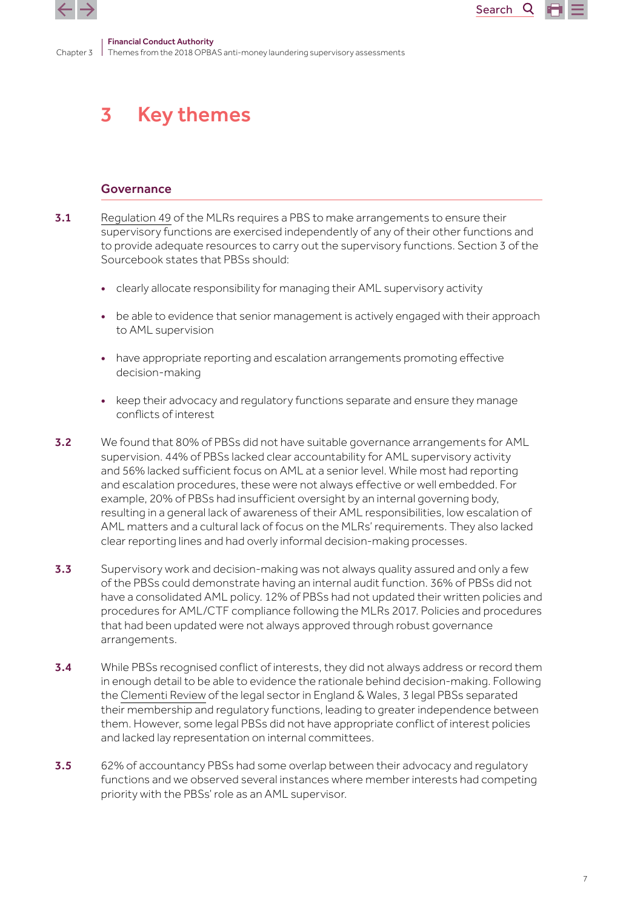# 3 Key themes

## Governance

**3.1** Regulation 49 of the MLRs requires a PBS to make arrangements to ensure their supervisory functions are exercised independently of any of their other functions and to provide adequate resources to carry out the supervisory functions. Section 3 of the Sourcebook states that PBSs should:

- clearly allocate responsibility for managing their AML supervisory activity
- be able to evidence that senior management is actively engaged with their approach to AML supervision
- have appropriate reporting and escalation arrangements promoting effective decision-making
- keep their advocacy and regulatory functions separate and ensure they manage conflicts of interest

**3.2** We found that 80% of PBSs did not have suitable governance arrangements for AML supervision. 44% of PBSs lacked clear accountability for AML supervisory activity and 56% lacked sufficient focus on AML at a senior level. While most had reporting and escalation procedures, these were not always effective or well embedded. For example, 20% of PBSs had insufficient oversight by an internal governing body, resulting in a general lack of awareness of their AML responsibilities, low escalation of AML matters and a cultural lack of focus on the MLRs' requirements. They also lacked clear reporting lines and had overly informal decision-making processes.

**3.3** Supervisory work and decision-making was not always quality assured and only a few of the PBSs could demonstrate having an internal audit function. 36% of PBSs did not have a consolidated AML policy. 12% of PBSs had not updated their written policies and procedures for AML/CTF compliance following the MLRs 2017. Policies and procedures that had been updated were not always approved through robust governance arrangements.

**3.4** While PBSs recognised conflict of interests, they did not always address or record them in enough detail to be able to evidence the rationale behind decision-making. Following the Clementi Review of the legal sector in England & Wales, 3 legal PBSs separated their membership and regulatory functions, leading to greater independence between them. However, some legal PBSs did not have appropriate conflict of interest policies and lacked lay representation on internal committees.

**3.5** 62% of accountancy PBSs had some overlap between their advocacy and regulatory functions and we observed several instances where member interests had competing priority with the PBSs' role as an AML supervisor.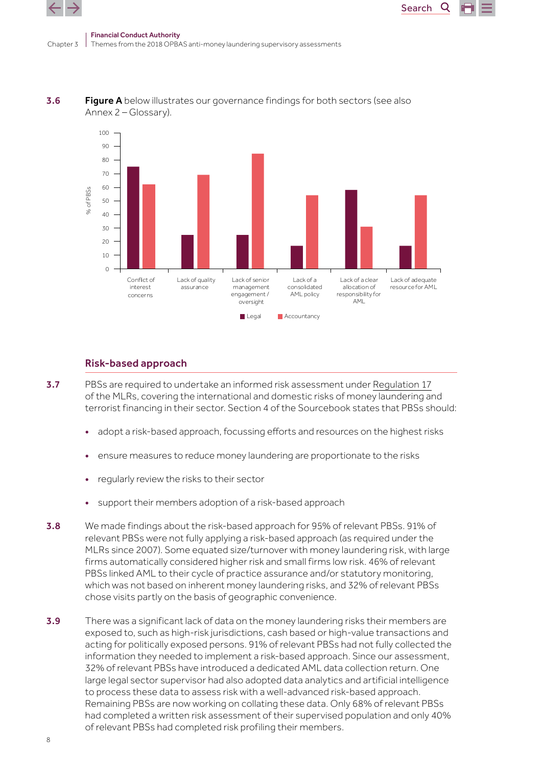**3.6** **Figure A** below illustrates our governance findings for both sectors (see also Annex 2 – Glossary).

## Risk-based approach

**3.7** PBSs are required to undertake an informed risk assessment under Regulation 17 of the MLRs, covering the international and domestic risks of money laundering and terrorist financing in their sector. Section 4 of the Sourcebook states that PBSs should:

- adopt a risk-based approach, focussing efforts and resources on the highest risks
- ensure measures to reduce money laundering are proportionate to the risks
- regularly review the risks to their sector
- support their members adoption of a risk-based approach

**3.8** We made findings about the risk-based approach for 95% of relevant PBSs. 91% of relevant PBSs were not fully applying a risk-based approach (as required under the MLRs since 2007). Some equated size/turnover with money laundering risk, with large firms automatically considered higher risk and small firms low risk. 46% of relevant PBSs linked AML to their cycle of practice assurance and/or statutory monitoring, which was not based on inherent money laundering risks, and 32% of relevant PBSs chose visits partly on the basis of geographic convenience.

**3.9** There was a significant lack of data on the money laundering risks their members are exposed to, such as high-risk jurisdictions, cash based or high-value transactions and acting for politically exposed persons. 91% of relevant PBSs had not fully collected the information they needed to implement a risk-based approach. Since our assessment, 32% of relevant PBSs have introduced a dedicated AML data collection return. One large legal sector supervisor had also adopted data analytics and artificial intelligence to process these data to assess risk with a well-advanced risk-based approach. Remaining PBSs are now working on collating these data. Only 68% of relevant PBSs had completed a written risk assessment of their supervised population and only 40% of relevant PBSs had completed risk profiling their members.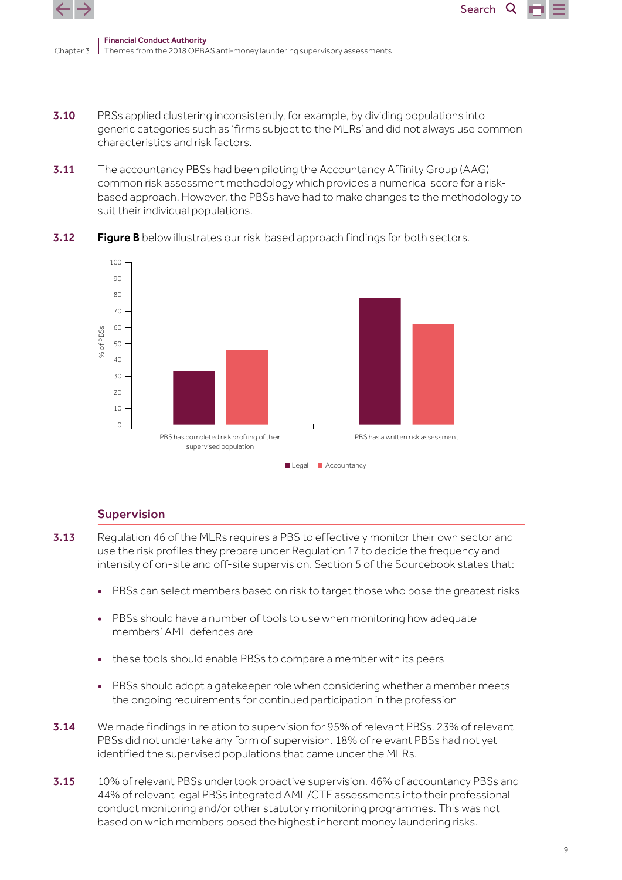**3.10** PBSs applied clustering inconsistently, for example, by dividing populations into generic categories such as 'firms subject to the MLRs' and did not always use common characteristics and risk factors.

**3.11** The accountancy PBSs had been piloting the Accountancy Affinity Group (AAG) common risk assessment methodology which provides a numerical score for a risk-based approach. However, the PBSs have had to make changes to the methodology to suit their individual populations.

**3.12** **Figure B** below illustrates our risk-based approach findings for both sectors.

| | Legal | Accountancy |
|---|---|---|
| PBS has completed risk profiling of their supervised population | 33 | 46 |
| PBS has a written risk assessment | 78 | 62 |

% of PBSs

## Supervision

**3.13** Regulation 46 of the MLRs requires a PBS to effectively monitor their own sector and use the risk profiles they prepare under Regulation 17 to decide the frequency and intensity of on-site and off-site supervision. Section 5 of the Sourcebook states that:

- PBSs can select members based on risk to target those who pose the greatest risks
- PBSs should have a number of tools to use when monitoring how adequate members' AML defences are
- these tools should enable PBSs to compare a member with its peers
- PBSs should adopt a gatekeeper role when considering whether a member meets the ongoing requirements for continued participation in the profession

**3.14** We made findings in relation to supervision for 95% of relevant PBSs. 23% of relevant PBSs did not undertake any form of supervision. 18% of relevant PBSs had not yet identified the supervised populations that came under the MLRs.

**3.15** 10% of relevant PBSs undertook proactive supervision. 46% of accountancy PBSs and 44% of relevant legal PBSs integrated AML/CTF assessments into their professional conduct monitoring and/or other statutory monitoring programmes. This was not based on which members posed the highest inherent money laundering risks.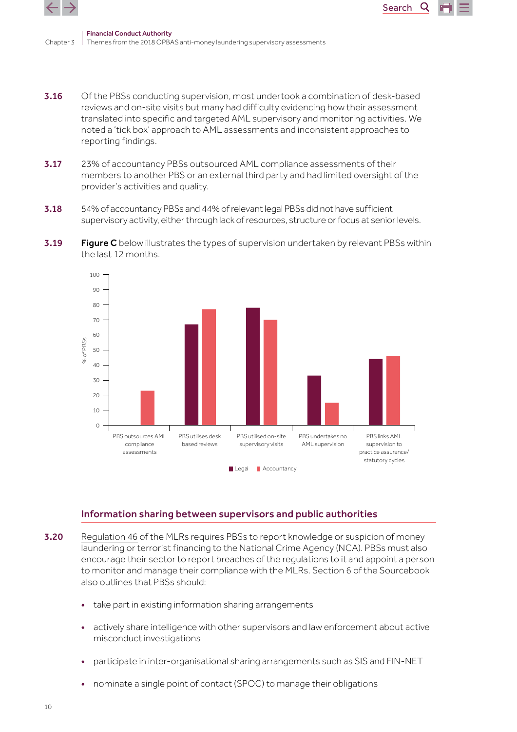**3.16** Of the PBSs conducting supervision, most undertook a combination of desk-based reviews and on-site visits but many had difficulty evidencing how their assessment translated into specific and targeted AML supervisory and monitoring activities. We noted a 'tick box' approach to AML assessments and inconsistent approaches to reporting findings.

**3.17** 23% of accountancy PBSs outsourced AML compliance assessments of their members to another PBS or an external third party and had limited oversight of the provider's activities and quality.

**3.18** 54% of accountancy PBSs and 44% of relevant legal PBSs did not have sufficient supervisory activity, either through lack of resources, structure or focus at senior levels.

**3.19** **Figure C** below illustrates the types of supervision undertaken by relevant PBSs within the last 12 months.

| % of PBSs | Legal | Accountancy |
|---|---|---|
| PBS outsources AML compliance assessments | | 23 |
| PBS utilises desk based reviews | 67 | 77 |
| PBS utilised on-site supervisory visits | 78 | 70 |
| PBS undertakes no AML supervision | 33 | 15 |
| PBS links AML supervision to practice assurance/statutory cycles | 44 | 46 |

### Information sharing between supervisors and public authorities

**3.20** Regulation 46 of the MLRs requires PBSs to report knowledge or suspicion of money laundering or terrorist financing to the National Crime Agency (NCA). PBSs must also encourage their sector to report breaches of the regulations to it and appoint a person to monitor and manage their compliance with the MLRs. Section 6 of the Sourcebook also outlines that PBSs should:

- take part in existing information sharing arrangements
- actively share intelligence with other supervisors and law enforcement about active misconduct investigations
- participate in inter-organisational sharing arrangements such as SIS and FIN-NET
- nominate a single point of contact (SPOC) to manage their obligations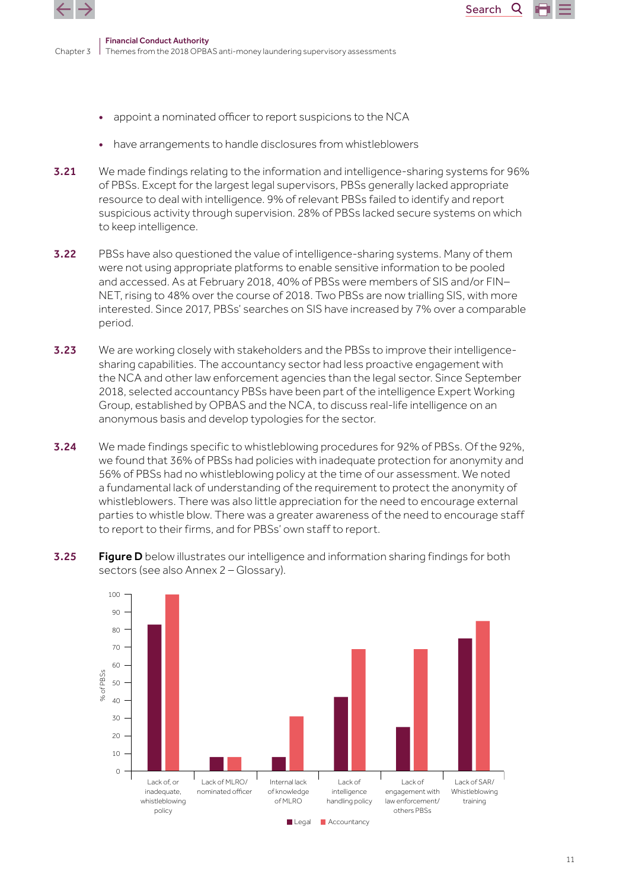- appoint a nominated officer to report suspicions to the NCA
- have arrangements to handle disclosures from whistleblowers

**3.21** We made findings relating to the information and intelligence-sharing systems for 96% of PBSs. Except for the largest legal supervisors, PBSs generally lacked appropriate resource to deal with intelligence. 9% of relevant PBSs failed to identify and report suspicious activity through supervision. 28% of PBSs lacked secure systems on which to keep intelligence.

**3.22** PBSs have also questioned the value of intelligence-sharing systems. Many of them were not using appropriate platforms to enable sensitive information to be pooled and accessed. As at February 2018, 40% of PBSs were members of SIS and/or FIN–NET, rising to 48% over the course of 2018. Two PBSs are now trialling SIS, with more interested. Since 2017, PBSs' searches on SIS have increased by 7% over a comparable period.

**3.23** We are working closely with stakeholders and the PBSs to improve their intelligence-sharing capabilities. The accountancy sector had less proactive engagement with the NCA and other law enforcement agencies than the legal sector. Since September 2018, selected accountancy PBSs have been part of the intelligence Expert Working Group, established by OPBAS and the NCA, to discuss real-life intelligence on an anonymous basis and develop typologies for the sector.

**3.24** We made findings specific to whistleblowing procedures for 92% of PBSs. Of the 92%, we found that 36% of PBSs had policies with inadequate protection for anonymity and 56% of PBSs had no whistleblowing policy at the time of our assessment. We noted a fundamental lack of understanding of the requirement to protect the anonymity of whistleblowers. There was also little appreciation for the need to encourage external parties to whistle blow. There was a greater awareness of the need to encourage staff to report to their firms, and for PBSs' own staff to report.

**3.25** **Figure D** below illustrates our intelligence and information sharing findings for both sectors (see also Annex 2 – Glossary).

| % of PBSs | Legal | Accountancy |
|---|---|---|
| Lack of, or inadequate, whistleblowing policy | 83 | 100 |
| Lack of MLRO/ nominated officer | 8 | 8 |
| Internal lack of knowledge of MLRO | 8 | 31 |
| Lack of intelligence handling policy | 42 | 69 |
| Lack of engagement with law enforcement/ others PBSs | 25 | 69 |
| Lack of SAR/ Whistleblowing training | 75 | 85 |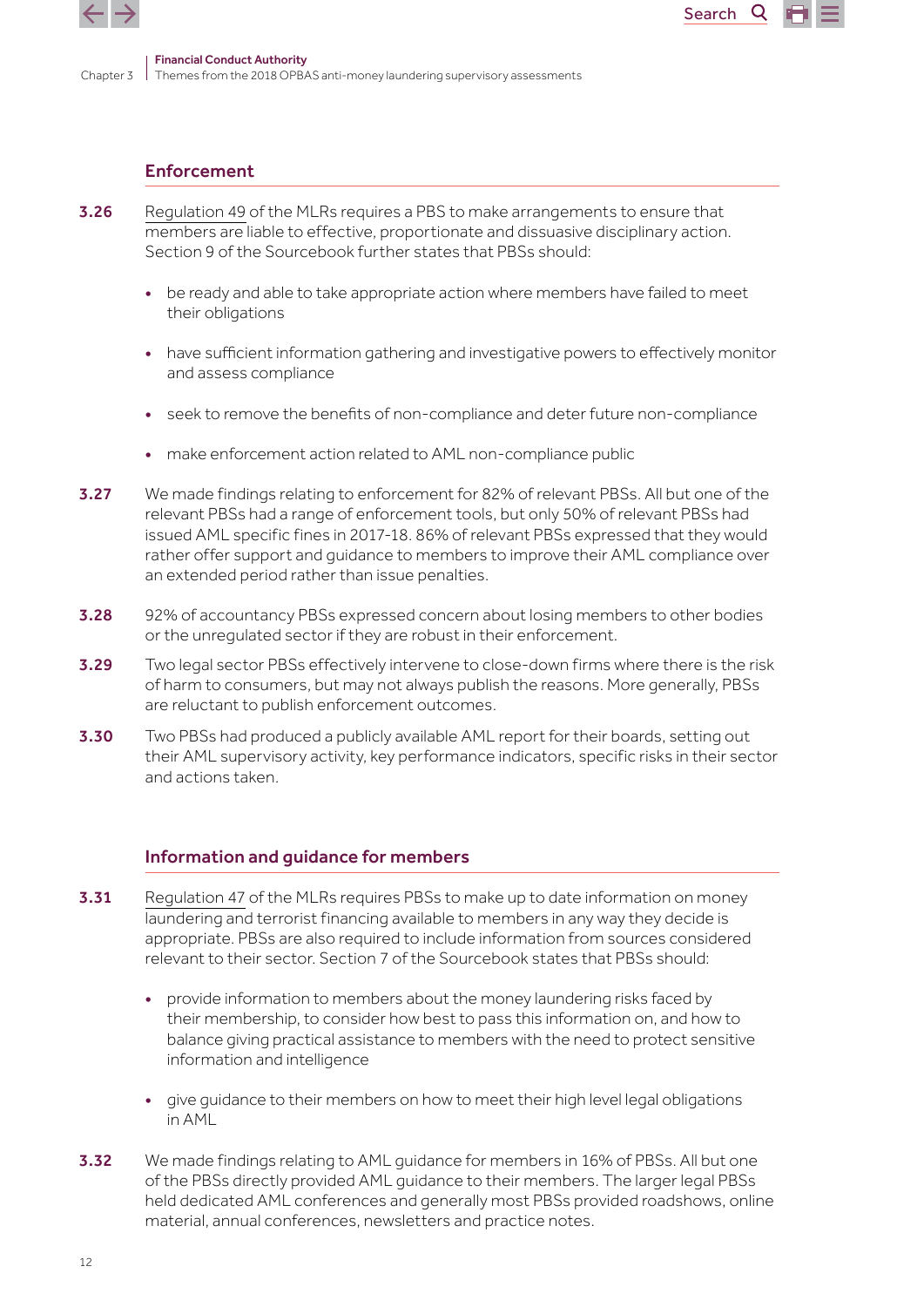## Enforcement

**3.26** Regulation 49 of the MLRs requires a PBS to make arrangements to ensure that members are liable to effective, proportionate and dissuasive disciplinary action. Section 9 of the Sourcebook further states that PBSs should:

- be ready and able to take appropriate action where members have failed to meet their obligations
- have sufficient information gathering and investigative powers to effectively monitor and assess compliance
- seek to remove the benefits of non-compliance and deter future non-compliance
- make enforcement action related to AML non-compliance public

**3.27** We made findings relating to enforcement for 82% of relevant PBSs. All but one of the relevant PBSs had a range of enforcement tools, but only 50% of relevant PBSs had issued AML specific fines in 2017-18. 86% of relevant PBSs expressed that they would rather offer support and guidance to members to improve their AML compliance over an extended period rather than issue penalties.

**3.28** 92% of accountancy PBSs expressed concern about losing members to other bodies or the unregulated sector if they are robust in their enforcement.

**3.29** Two legal sector PBSs effectively intervene to close-down firms where there is the risk of harm to consumers, but may not always publish the reasons. More generally, PBSs are reluctant to publish enforcement outcomes.

**3.30** Two PBSs had produced a publicly available AML report for their boards, setting out their AML supervisory activity, key performance indicators, specific risks in their sector and actions taken.

## Information and guidance for members

**3.31** Regulation 47 of the MLRs requires PBSs to make up to date information on money laundering and terrorist financing available to members in any way they decide is appropriate. PBSs are also required to include information from sources considered relevant to their sector. Section 7 of the Sourcebook states that PBSs should:

- provide information to members about the money laundering risks faced by their membership, to consider how best to pass this information on, and how to balance giving practical assistance to members with the need to protect sensitive information and intelligence
- give guidance to their members on how to meet their high level legal obligations in AML

**3.32** We made findings relating to AML guidance for members in 16% of PBSs. All but one of the PBSs directly provided AML guidance to their members. The larger legal PBSs held dedicated AML conferences and generally most PBSs provided roadshows, online material, annual conferences, newsletters and practice notes.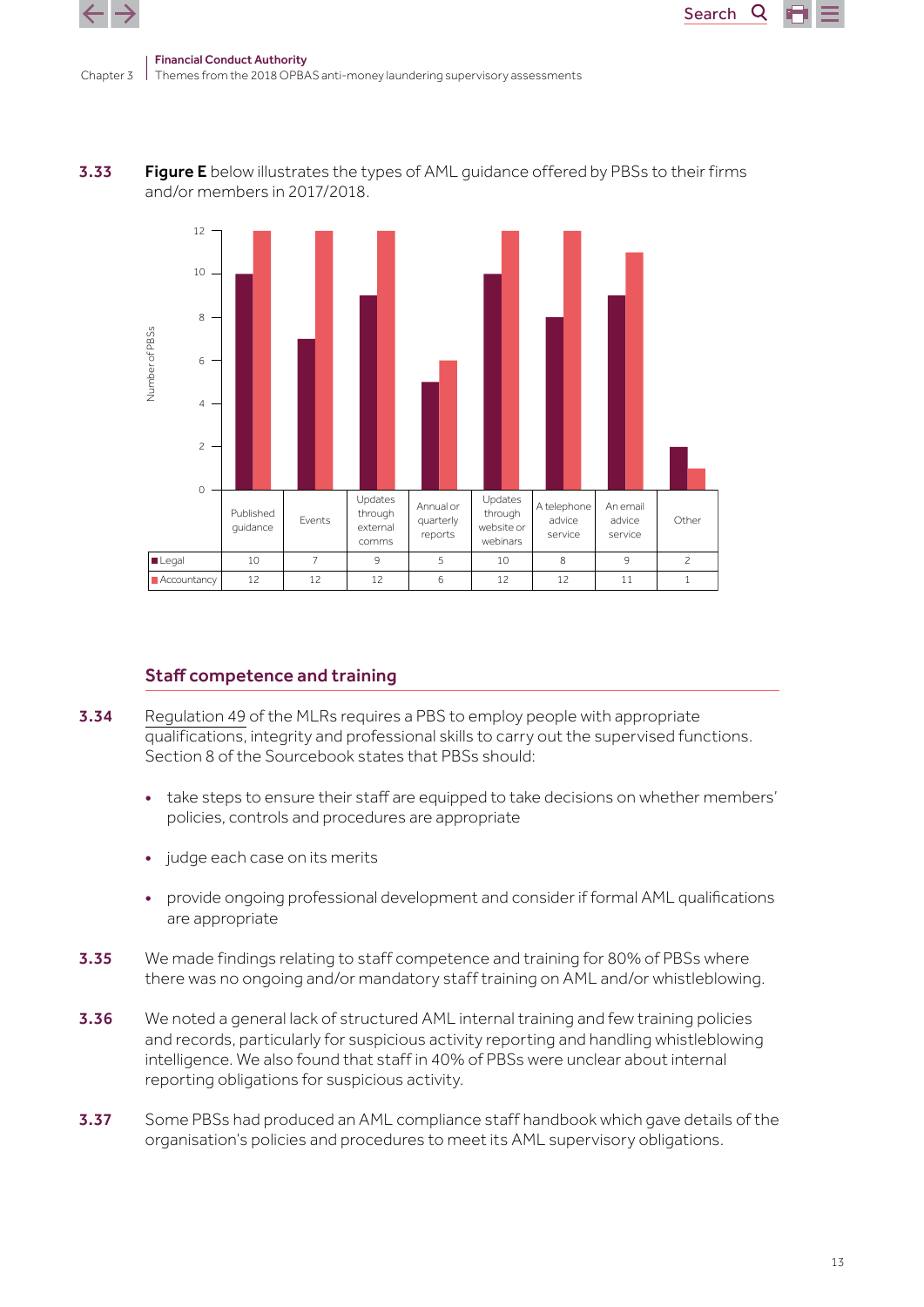**3.33** **Figure E** below illustrates the types of AML guidance offered by PBSs to their firms and/or members in 2017/2018.

| | Published guidance | Events | Updates through external comms | Annual or quarterly reports | Updates through website or webinars | A telephone advice service | An email advice service | Other |
|---|---|---|---|---|---|---|---|---|
| Legal | 10 | 7 | 9 | 5 | 10 | 8 | 9 | 2 |
| Accountancy | 12 | 12 | 12 | 6 | 12 | 12 | 11 | 1 |

## Staff competence and training

**3.34** Regulation 49 of the MLRs requires a PBS to employ people with appropriate qualifications, integrity and professional skills to carry out the supervised functions. Section 8 of the Sourcebook states that PBSs should:

- take steps to ensure their staff are equipped to take decisions on whether members' policies, controls and procedures are appropriate
- judge each case on its merits
- provide ongoing professional development and consider if formal AML qualifications are appropriate

**3.35** We made findings relating to staff competence and training for 80% of PBSs where there was no ongoing and/or mandatory staff training on AML and/or whistleblowing.

**3.36** We noted a general lack of structured AML internal training and few training policies and records, particularly for suspicious activity reporting and handling whistleblowing intelligence. We also found that staff in 40% of PBSs were unclear about internal reporting obligations for suspicious activity.

**3.37** Some PBSs had produced an AML compliance staff handbook which gave details of the organisation's policies and procedures to meet its AML supervisory obligations.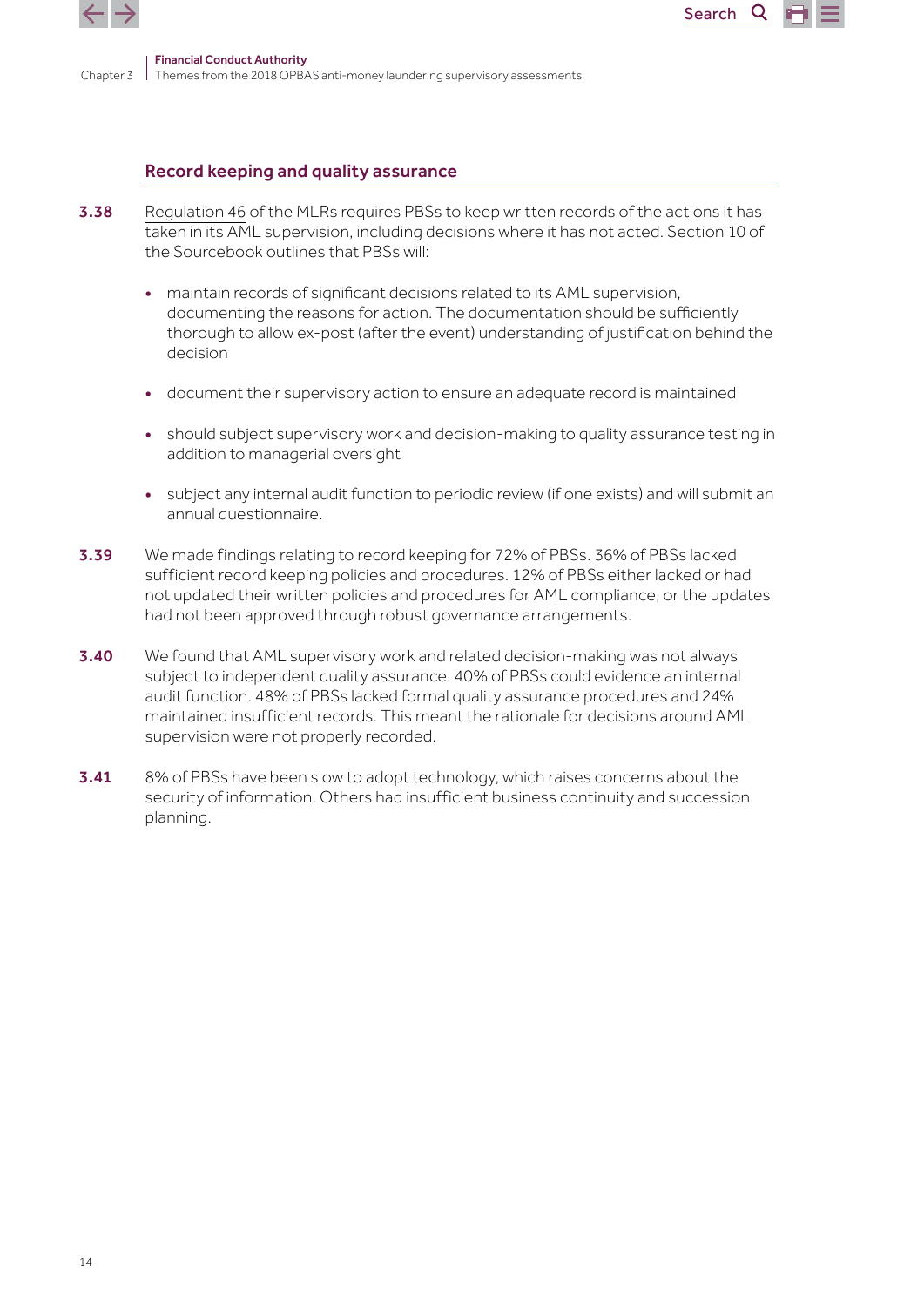## Record keeping and quality assurance

**3.38** Regulation 46 of the MLRs requires PBSs to keep written records of the actions it has taken in its AML supervision, including decisions where it has not acted. Section 10 of the Sourcebook outlines that PBSs will:

- maintain records of significant decisions related to its AML supervision, documenting the reasons for action. The documentation should be sufficiently thorough to allow ex-post (after the event) understanding of justification behind the decision
- document their supervisory action to ensure an adequate record is maintained
- should subject supervisory work and decision-making to quality assurance testing in addition to managerial oversight
- subject any internal audit function to periodic review (if one exists) and will submit an annual questionnaire.

**3.39** We made findings relating to record keeping for 72% of PBSs. 36% of PBSs lacked sufficient record keeping policies and procedures. 12% of PBSs either lacked or had not updated their written policies and procedures for AML compliance, or the updates had not been approved through robust governance arrangements.

**3.40** We found that AML supervisory work and related decision-making was not always subject to independent quality assurance. 40% of PBSs could evidence an internal audit function. 48% of PBSs lacked formal quality assurance procedures and 24% maintained insufficient records. This meant the rationale for decisions around AML supervision were not properly recorded.

**3.41** 8% of PBSs have been slow to adopt technology, which raises concerns about the security of information. Others had insufficient business continuity and succession planning.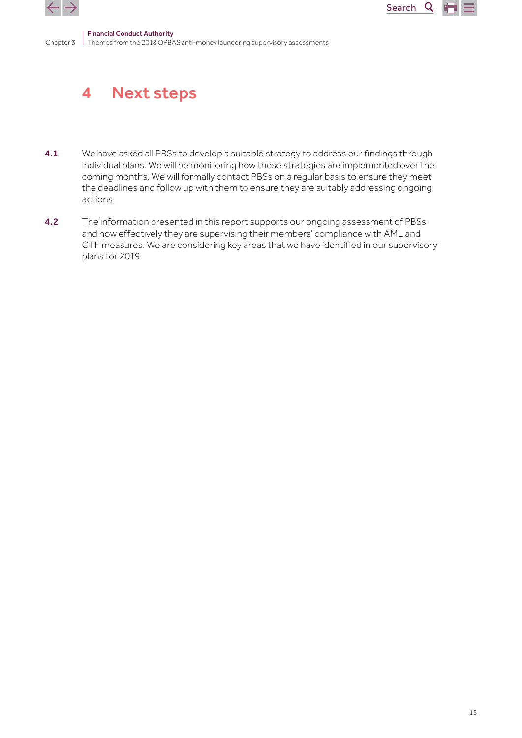# 4 Next steps

**4.1** We have asked all PBSs to develop a suitable strategy to address our findings through individual plans. We will be monitoring how these strategies are implemented over the coming months. We will formally contact PBSs on a regular basis to ensure they meet the deadlines and follow up with them to ensure they are suitably addressing ongoing actions.

**4.2** The information presented in this report supports our ongoing assessment of PBSs and how effectively they are supervising their members' compliance with AML and CTF measures. We are considering key areas that we have identified in our supervisory plans for 2019.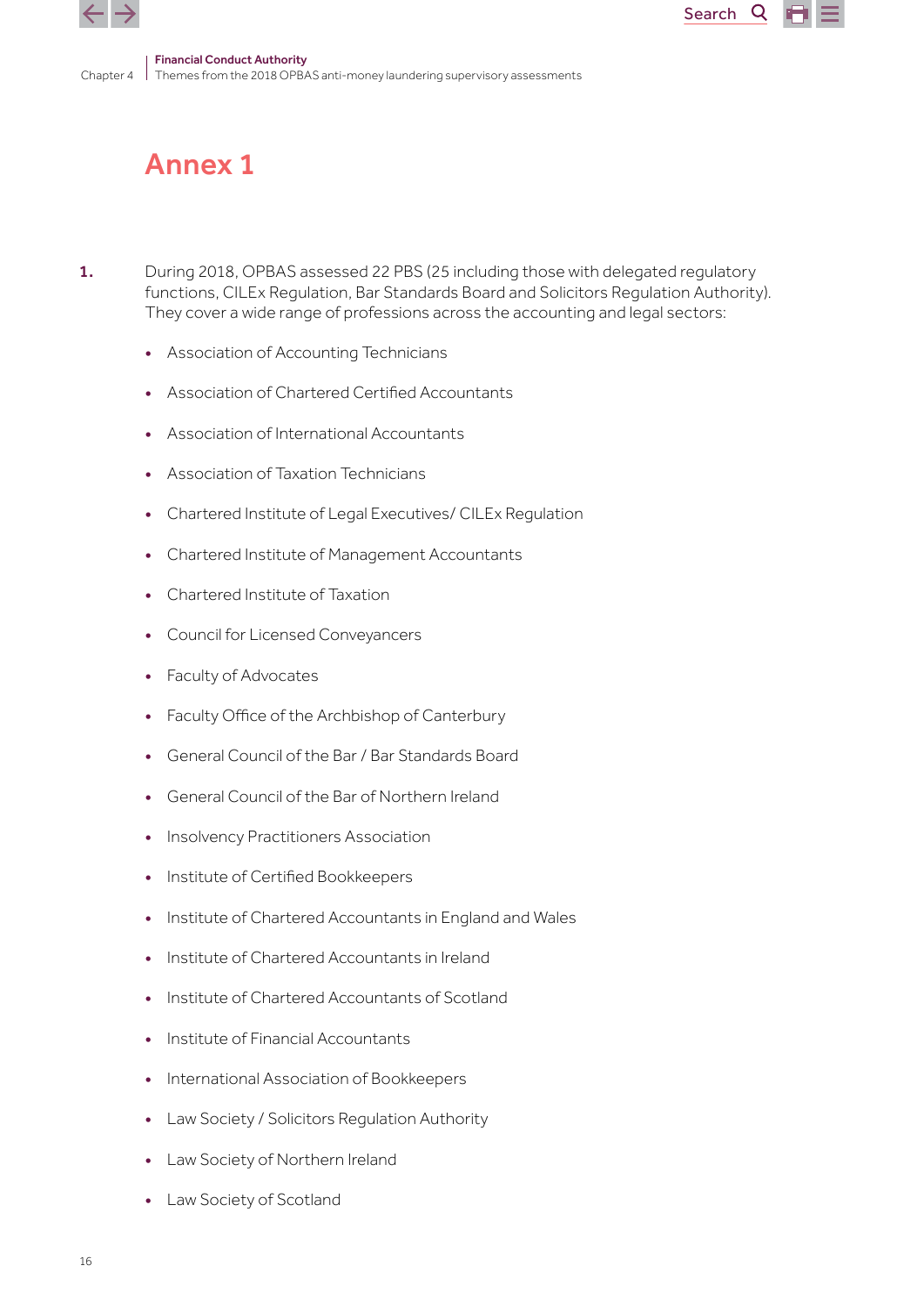# Annex 1

**1.** During 2018, OPBAS assessed 22 PBS (25 including those with delegated regulatory functions, CILEx Regulation, Bar Standards Board and Solicitors Regulation Authority). They cover a wide range of professions across the accounting and legal sectors:

- Association of Accounting Technicians
- Association of Chartered Certified Accountants
- Association of International Accountants
- Association of Taxation Technicians
- Chartered Institute of Legal Executives/ CILEx Regulation
- Chartered Institute of Management Accountants
- Chartered Institute of Taxation
- Council for Licensed Conveyancers
- Faculty of Advocates
- Faculty Office of the Archbishop of Canterbury
- General Council of the Bar / Bar Standards Board
- General Council of the Bar of Northern Ireland
- Insolvency Practitioners Association
- Institute of Certified Bookkeepers
- Institute of Chartered Accountants in England and Wales
- Institute of Chartered Accountants in Ireland
- Institute of Chartered Accountants of Scotland
- Institute of Financial Accountants
- International Association of Bookkeepers
- Law Society / Solicitors Regulation Authority
- Law Society of Northern Ireland
- Law Society of Scotland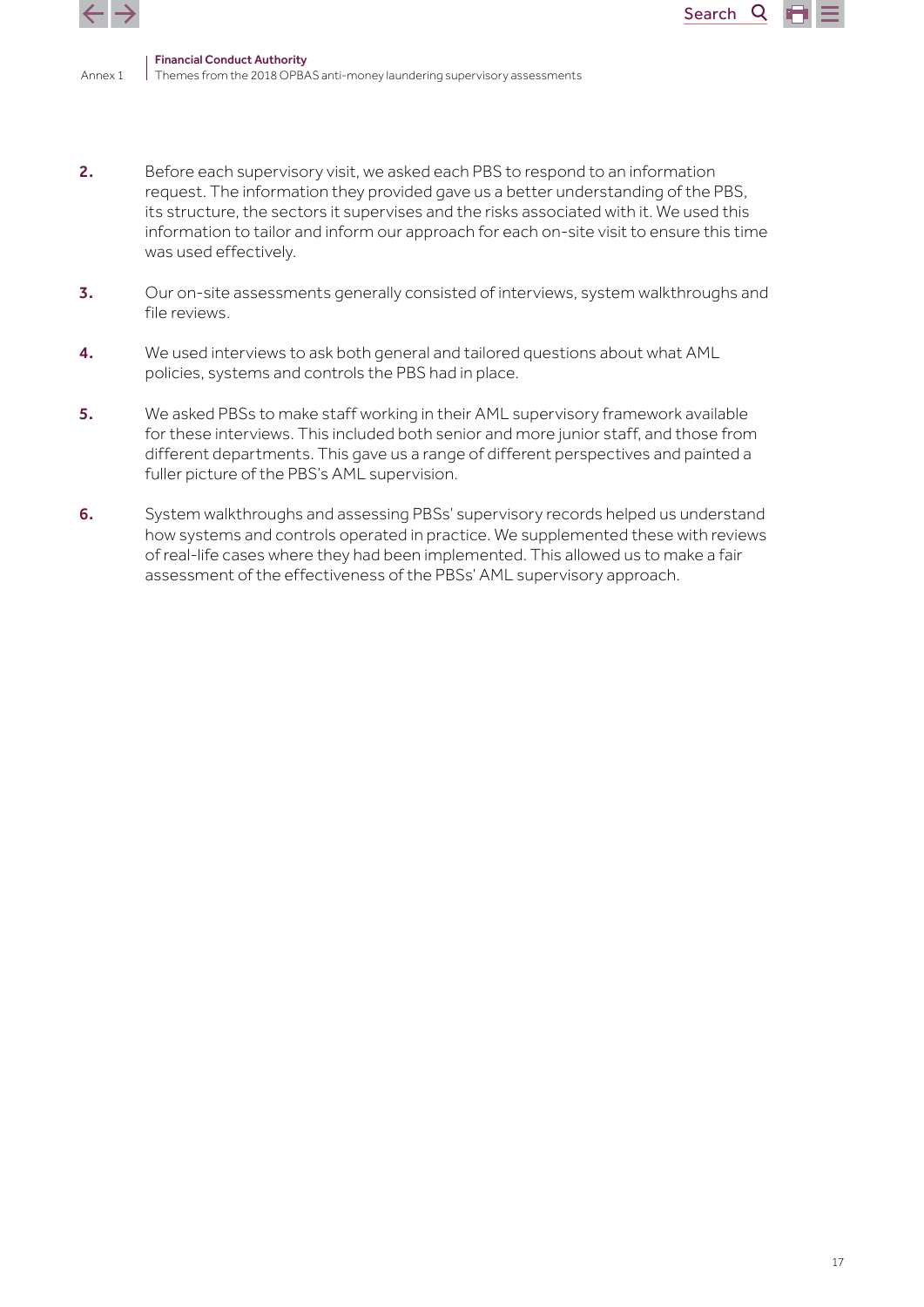2. Before each supervisory visit, we asked each PBS to respond to an information request. The information they provided gave us a better understanding of the PBS, its structure, the sectors it supervises and the risks associated with it. We used this information to tailor and inform our approach for each on-site visit to ensure this time was used effectively.

3. Our on-site assessments generally consisted of interviews, system walkthroughs and file reviews.

4. We used interviews to ask both general and tailored questions about what AML policies, systems and controls the PBS had in place.

5. We asked PBSs to make staff working in their AML supervisory framework available for these interviews. This included both senior and more junior staff, and those from different departments. This gave us a range of different perspectives and painted a fuller picture of the PBS's AML supervision.

6. System walkthroughs and assessing PBSs' supervisory records helped us understand how systems and controls operated in practice. We supplemented these with reviews of real-life cases where they had been implemented. This allowed us to make a fair assessment of the effectiveness of the PBSs' AML supervisory approach.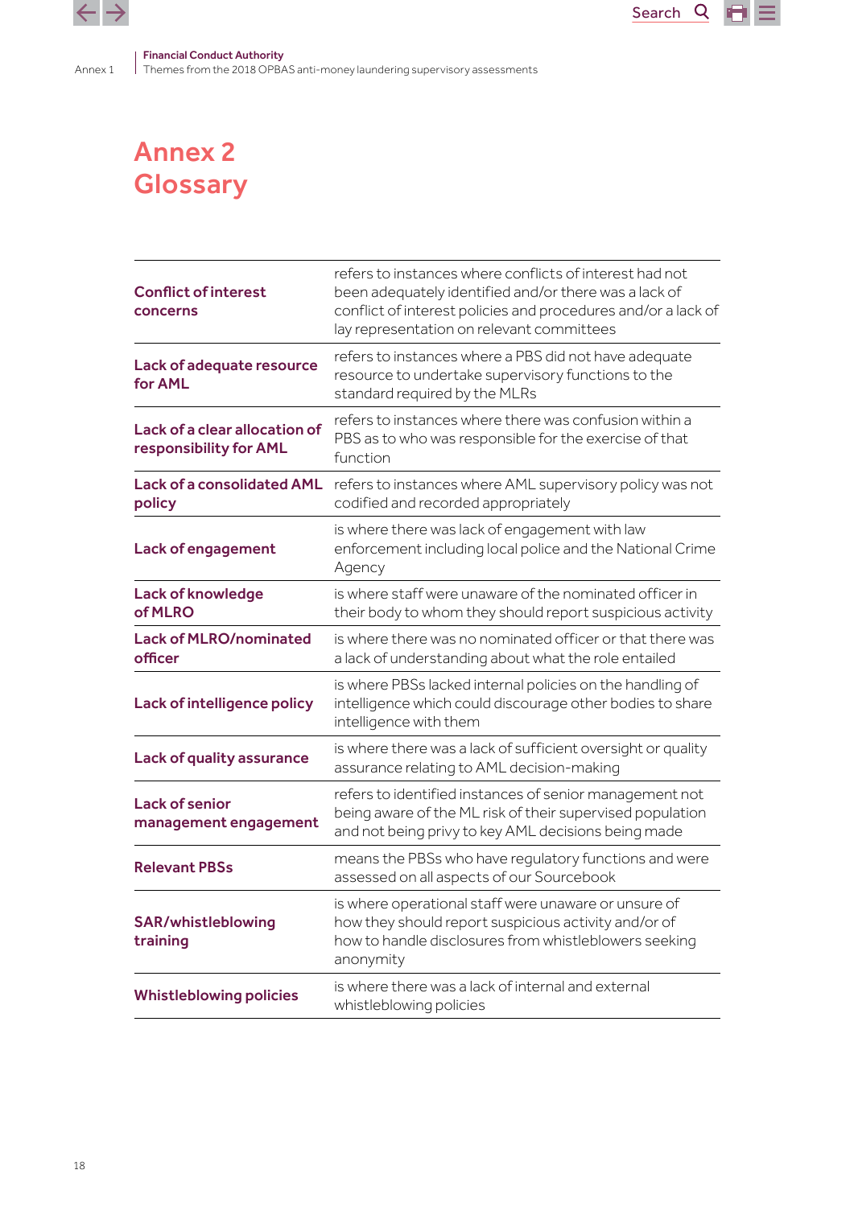# Annex 2
# Glossary

| | |
|---|---|
| **Conflict of interest concerns** | refers to instances where conflicts of interest had not been adequately identified and/or there was a lack of conflict of interest policies and procedures and/or a lack of lay representation on relevant committees |
| **Lack of adequate resource for AML** | refers to instances where a PBS did not have adequate resource to undertake supervisory functions to the standard required by the MLRs |
| **Lack of a clear allocation of responsibility for AML** | refers to instances where there was confusion within a PBS as to who was responsible for the exercise of that function |
| **Lack of a consolidated AML policy** | refers to instances where AML supervisory policy was not codified and recorded appropriately |
| **Lack of engagement** | is where there was lack of engagement with law enforcement including local police and the National Crime Agency |
| **Lack of knowledge of MLRO** | is where staff were unaware of the nominated officer in their body to whom they should report suspicious activity |
| **Lack of MLRO/nominated officer** | is where there was no nominated officer or that there was a lack of understanding about what the role entailed |
| **Lack of intelligence policy** | is where PBSs lacked internal policies on the handling of intelligence which could discourage other bodies to share intelligence with them |
| **Lack of quality assurance** | is where there was a lack of sufficient oversight or quality assurance relating to AML decision-making |
| **Lack of senior management engagement** | refers to identified instances of senior management not being aware of the ML risk of their supervised population and not being privy to key AML decisions being made |
| **Relevant PBSs** | means the PBSs who have regulatory functions and were assessed on all aspects of our Sourcebook |
| **SAR/whistleblowing training** | is where operational staff were unaware or unsure of how they should report suspicious activity and/or of how to handle disclosures from whistleblowers seeking anonymity |
| **Whistleblowing policies** | is where there was a lack of internal and external whistleblowing policies |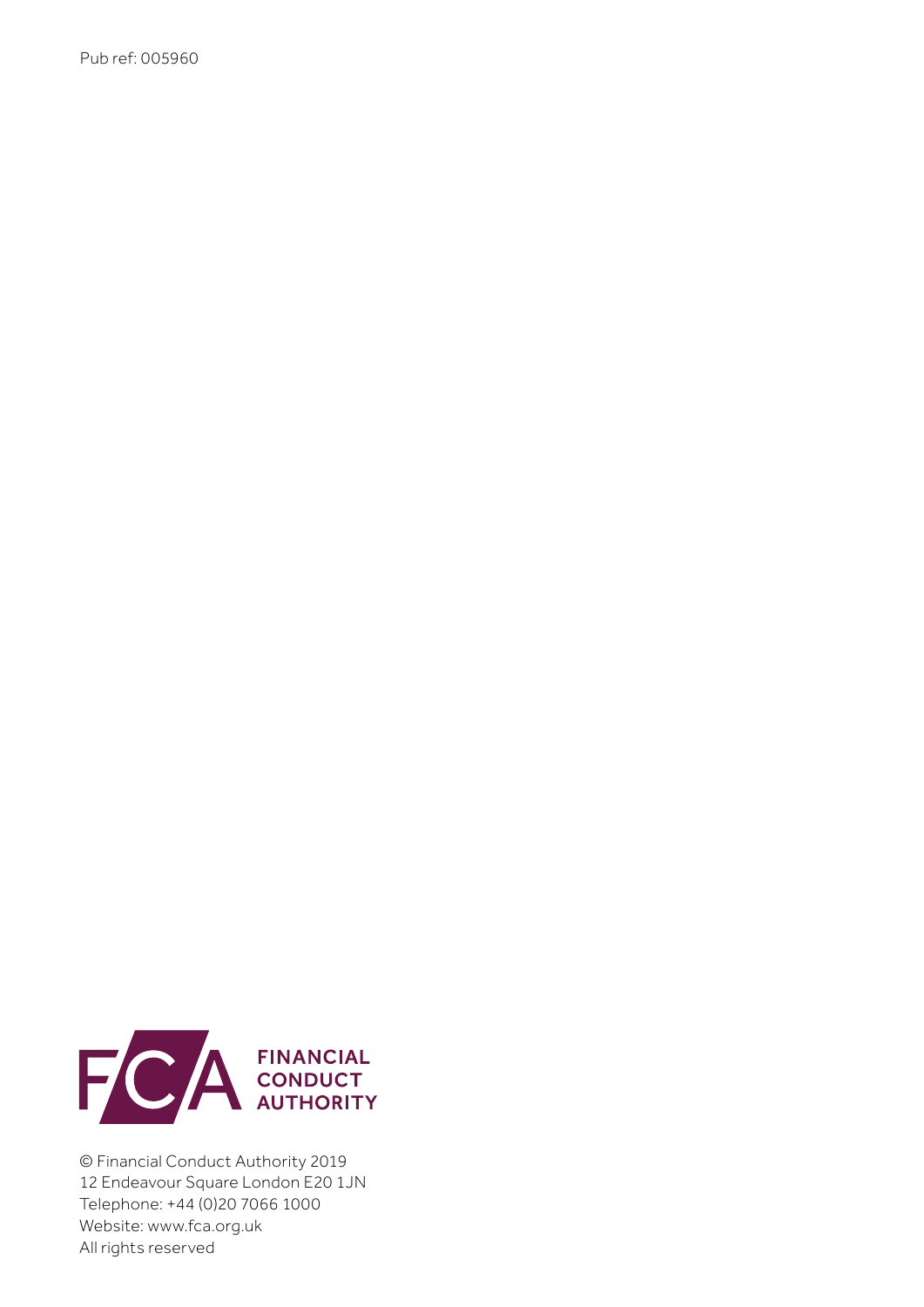Pub ref: 005960

FINANCIAL
CONDUCT
AUTHORITY

© Financial Conduct Authority 2019
12 Endeavour Square London E20 1JN
Telephone: +44 (0)20 7066 1000
Website: www.fca.org.uk
All rights reserved